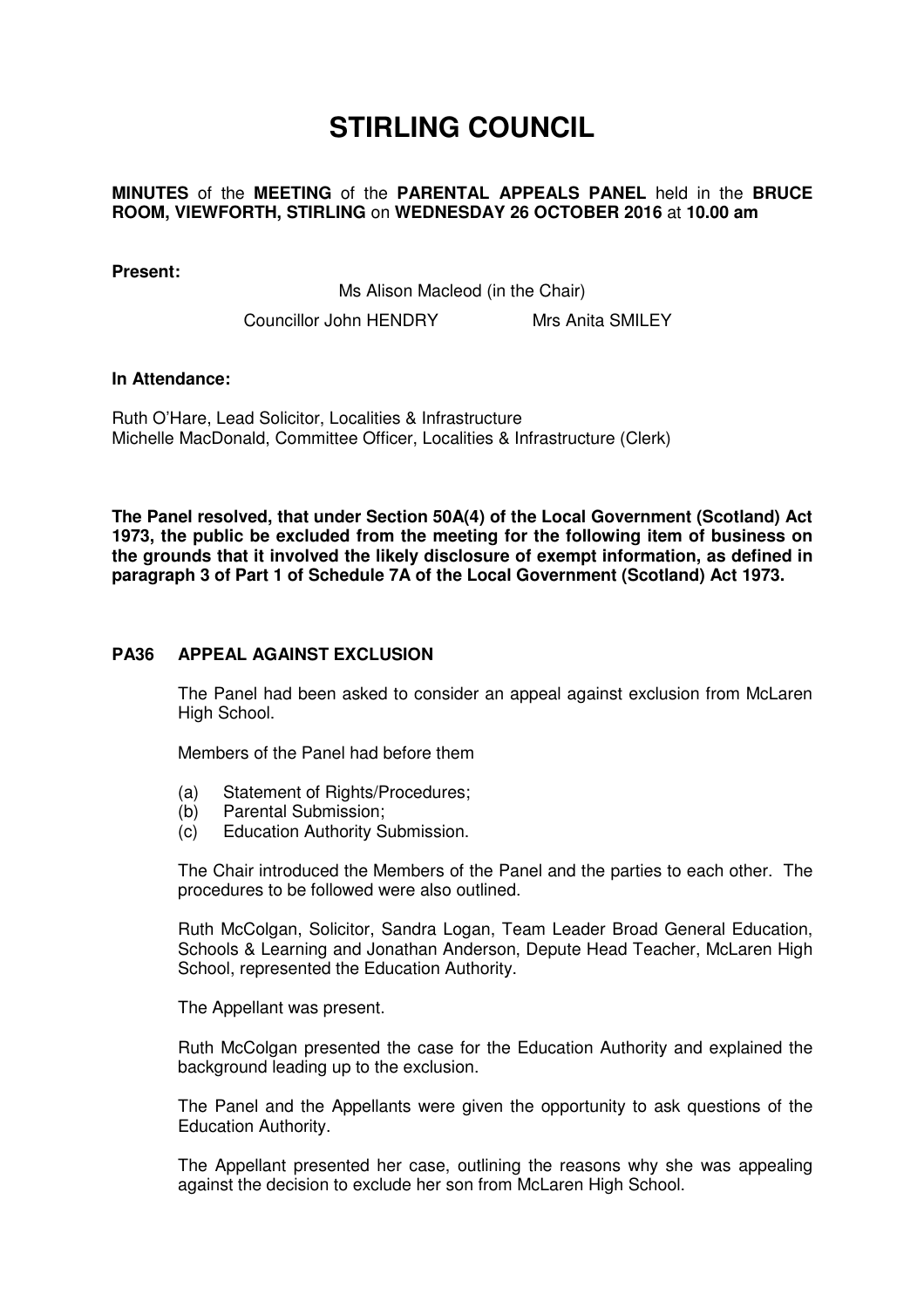# STIRLING COUNCIL

**MINUTES** of the **MEETING** of the **PARENTAL APPEALS PANEL** held in the **BRUCE ROOM, VIEWFORTH, STIRLING** on **WEDNESDAY 26 OCTOBER 2016** at **10.00 am**

**Present:**

Ms Alison Macleod (in the Chair)

Councillor John HENDRY　　　　Mrs Anita SMILEY

**In Attendance:**

Ruth O'Hare, Lead Solicitor, Localities & Infrastructure
Michelle MacDonald, Committee Officer, Localities & Infrastructure (Clerk)

**The Panel resolved, that under Section 50A(4) of the Local Government (Scotland) Act 1973, the public be excluded from the meeting for the following item of business on the grounds that it involved the likely disclosure of exempt information, as defined in paragraph 3 of Part 1 of Schedule 7A of the Local Government (Scotland) Act 1973.**

## PA36 APPEAL AGAINST EXCLUSION

The Panel had been asked to consider an appeal against exclusion from McLaren High School.

Members of the Panel had before them

(a) Statement of Rights/Procedures;
(b) Parental Submission;
(c) Education Authority Submission.

The Chair introduced the Members of the Panel and the parties to each other. The procedures to be followed were also outlined.

Ruth McColgan, Solicitor, Sandra Logan, Team Leader Broad General Education, Schools & Learning and Jonathan Anderson, Depute Head Teacher, McLaren High School, represented the Education Authority.

The Appellant was present.

Ruth McColgan presented the case for the Education Authority and explained the background leading up to the exclusion.

The Panel and the Appellants were given the opportunity to ask questions of the Education Authority.

The Appellant presented her case, outlining the reasons why she was appealing against the decision to exclude her son from McLaren High School.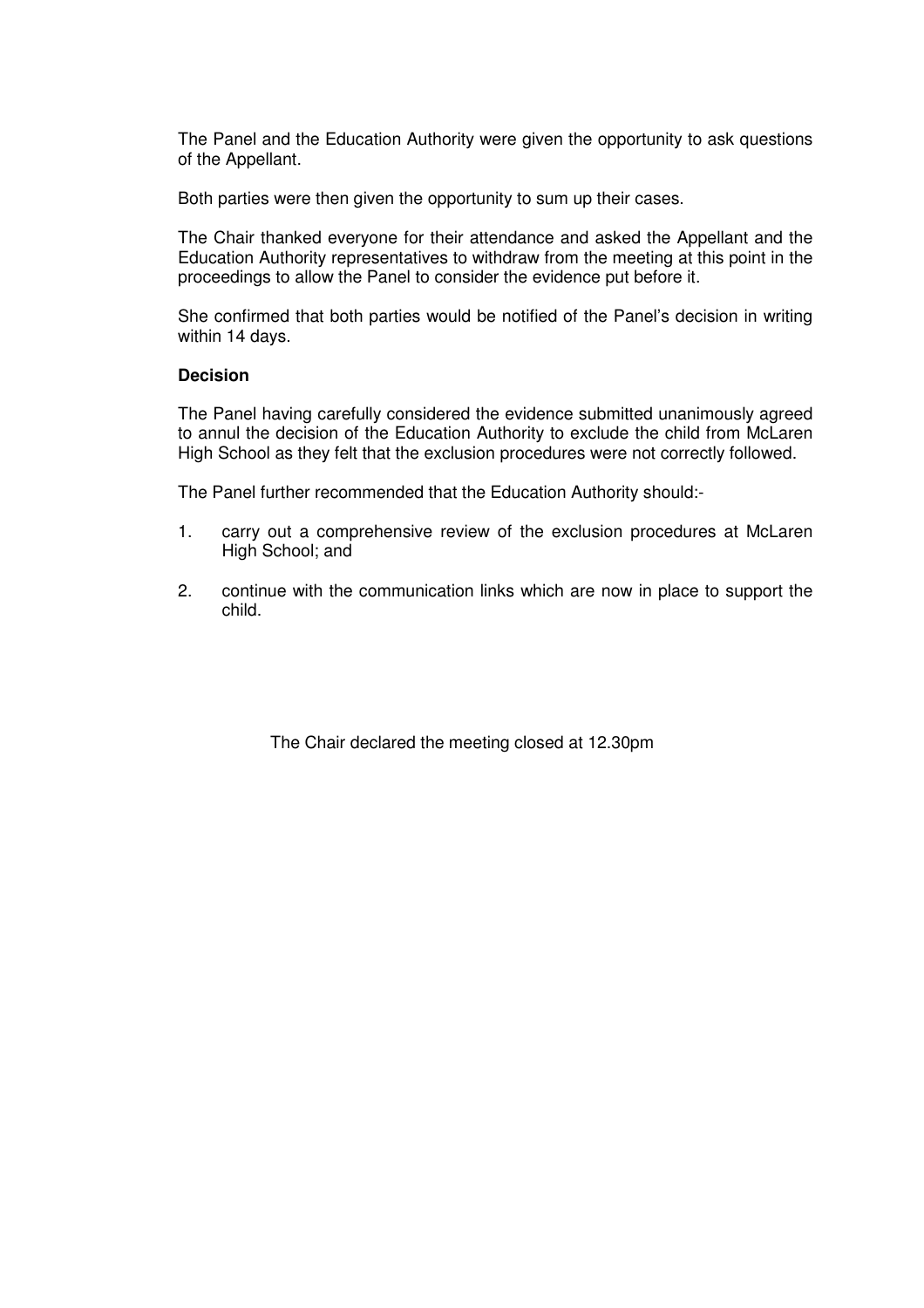The Panel and the Education Authority were given the opportunity to ask questions of the Appellant.

Both parties were then given the opportunity to sum up their cases.

The Chair thanked everyone for their attendance and asked the Appellant and the Education Authority representatives to withdraw from the meeting at this point in the proceedings to allow the Panel to consider the evidence put before it.

She confirmed that both parties would be notified of the Panel's decision in writing within 14 days.

**Decision**

The Panel having carefully considered the evidence submitted unanimously agreed to annul the decision of the Education Authority to exclude the child from McLaren High School as they felt that the exclusion procedures were not correctly followed.

The Panel further recommended that the Education Authority should:-

1. carry out a comprehensive review of the exclusion procedures at McLaren High School; and

2. continue with the communication links which are now in place to support the child.

The Chair declared the meeting closed at 12.30pm